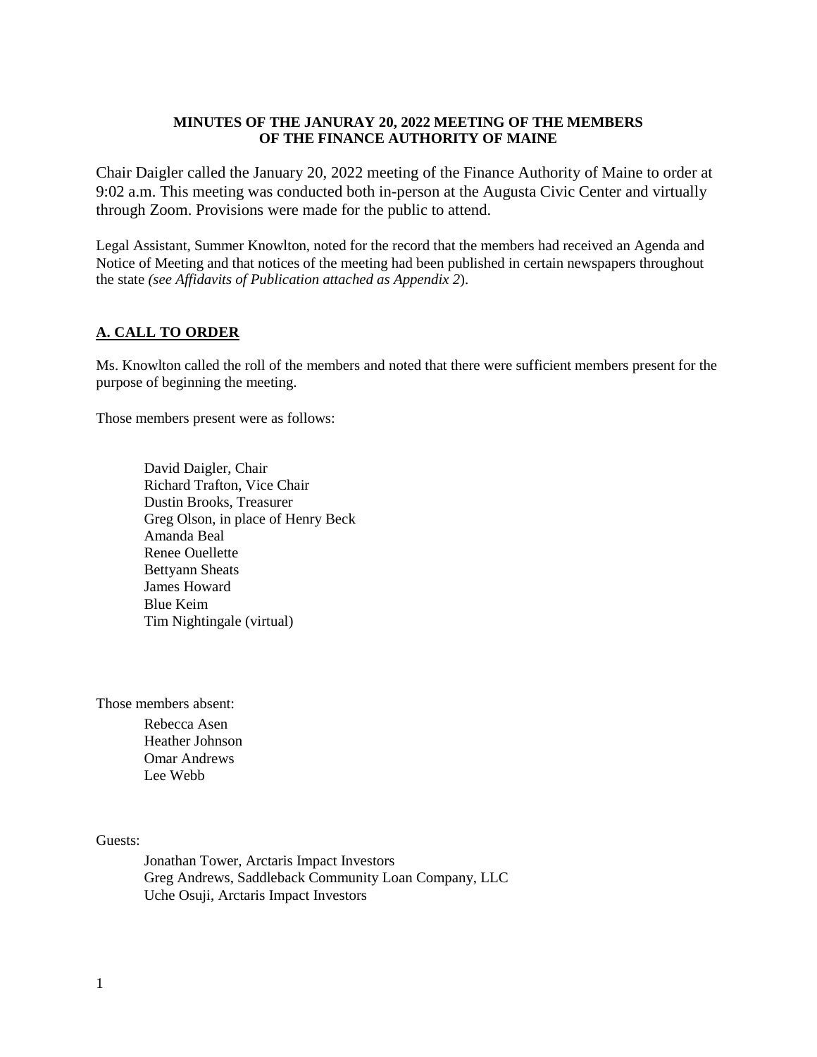**MINUTES OF THE JANURAY 20, 2022 MEETING OF THE MEMBERS OF THE FINANCE AUTHORITY OF MAINE**

Chair Daigler called the January 20, 2022 meeting of the Finance Authority of Maine to order at 9:02 a.m. This meeting was conducted both in-person at the Augusta Civic Center and virtually through Zoom. Provisions were made for the public to attend.

Legal Assistant, Summer Knowlton, noted for the record that the members had received an Agenda and Notice of Meeting and that notices of the meeting had been published in certain newspapers throughout the state *(see Affidavits of Publication attached as Appendix 2*).

## A. CALL TO ORDER

Ms. Knowlton called the roll of the members and noted that there were sufficient members present for the purpose of beginning the meeting.

Those members present were as follows:

David Daigler, Chair
Richard Trafton, Vice Chair
Dustin Brooks, Treasurer
Greg Olson, in place of Henry Beck
Amanda Beal
Renee Ouellette
Bettyann Sheats
James Howard
Blue Keim
Tim Nightingale (virtual)

Those members absent:

Rebecca Asen
Heather Johnson
Omar Andrews
Lee Webb

Guests:

Jonathan Tower, Arctaris Impact Investors
Greg Andrews, Saddleback Community Loan Company, LLC
Uche Osuji, Arctaris Impact Investors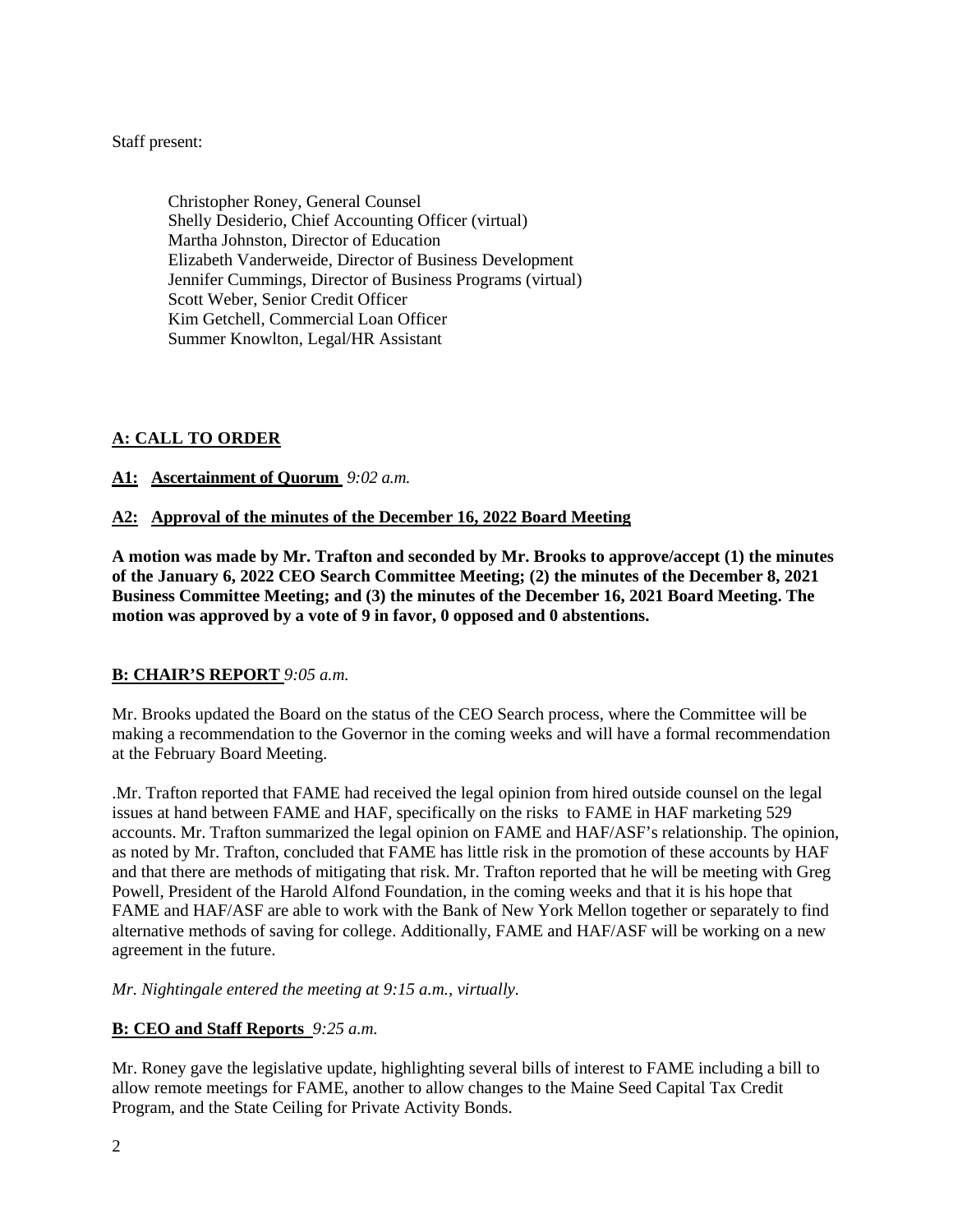Staff present:

Christopher Roney, General Counsel
Shelly Desiderio, Chief Accounting Officer (virtual)
Martha Johnston, Director of Education
Elizabeth Vanderweide, Director of Business Development
Jennifer Cummings, Director of Business Programs (virtual)
Scott Weber, Senior Credit Officer
Kim Getchell, Commercial Loan Officer
Summer Knowlton, Legal/HR Assistant

**A: CALL TO ORDER**

**A1: Ascertainment of Quorum** *9:02 a.m.*

**A2: Approval of the minutes of the December 16, 2022 Board Meeting**

**A motion was made by Mr. Trafton and seconded by Mr. Brooks to approve/accept (1) the minutes of the January 6, 2022 CEO Search Committee Meeting; (2) the minutes of the December 8, 2021 Business Committee Meeting; and (3) the minutes of the December 16, 2021 Board Meeting. The motion was approved by a vote of 9 in favor, 0 opposed and 0 abstentions.**

**B: CHAIR'S REPORT** *9:05 a.m.*

Mr. Brooks updated the Board on the status of the CEO Search process, where the Committee will be making a recommendation to the Governor in the coming weeks and will have a formal recommendation at the February Board Meeting.

.Mr. Trafton reported that FAME had received the legal opinion from hired outside counsel on the legal issues at hand between FAME and HAF, specifically on the risks to FAME in HAF marketing 529 accounts. Mr. Trafton summarized the legal opinion on FAME and HAF/ASF's relationship. The opinion, as noted by Mr. Trafton, concluded that FAME has little risk in the promotion of these accounts by HAF and that there are methods of mitigating that risk. Mr. Trafton reported that he will be meeting with Greg Powell, President of the Harold Alfond Foundation, in the coming weeks and that it is his hope that FAME and HAF/ASF are able to work with the Bank of New York Mellon together or separately to find alternative methods of saving for college. Additionally, FAME and HAF/ASF will be working on a new agreement in the future.

*Mr. Nightingale entered the meeting at 9:15 a.m., virtually.*

**B: CEO and Staff Reports** *9:25 a.m.*

Mr. Roney gave the legislative update, highlighting several bills of interest to FAME including a bill to allow remote meetings for FAME, another to allow changes to the Maine Seed Capital Tax Credit Program, and the State Ceiling for Private Activity Bonds.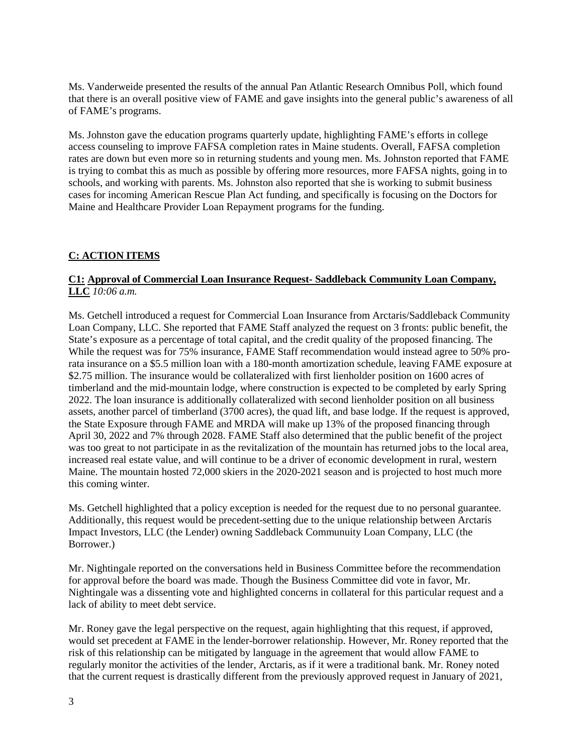Ms. Vanderweide presented the results of the annual Pan Atlantic Research Omnibus Poll, which found that there is an overall positive view of FAME and gave insights into the general public's awareness of all of FAME's programs.

Ms. Johnston gave the education programs quarterly update, highlighting FAME's efforts in college access counseling to improve FAFSA completion rates in Maine students. Overall, FAFSA completion rates are down but even more so in returning students and young men. Ms. Johnston reported that FAME is trying to combat this as much as possible by offering more resources, more FAFSA nights, going in to schools, and working with parents. Ms. Johnston also reported that she is working to submit business cases for incoming American Rescue Plan Act funding, and specifically is focusing on the Doctors for Maine and Healthcare Provider Loan Repayment programs for the funding.

## C: ACTION ITEMS

**C1: Approval of Commercial Loan Insurance Request- Saddleback Community Loan Company, LLC** *10:06 a.m.*

Ms. Getchell introduced a request for Commercial Loan Insurance from Arctaris/Saddleback Community Loan Company, LLC. She reported that FAME Staff analyzed the request on 3 fronts: public benefit, the State's exposure as a percentage of total capital, and the credit quality of the proposed financing. The While the request was for 75% insurance, FAME Staff recommendation would instead agree to 50% pro-rata insurance on a \$5.5 million loan with a 180-month amortization schedule, leaving FAME exposure at \$2.75 million. The insurance would be collateralized with first lienholder position on 1600 acres of timberland and the mid-mountain lodge, where construction is expected to be completed by early Spring 2022. The loan insurance is additionally collateralized with second lienholder position on all business assets, another parcel of timberland (3700 acres), the quad lift, and base lodge. If the request is approved, the State Exposure through FAME and MRDA will make up 13% of the proposed financing through April 30, 2022 and 7% through 2028. FAME Staff also determined that the public benefit of the project was too great to not participate in as the revitalization of the mountain has returned jobs to the local area, increased real estate value, and will continue to be a driver of economic development in rural, western Maine. The mountain hosted 72,000 skiers in the 2020-2021 season and is projected to host much more this coming winter.

Ms. Getchell highlighted that a policy exception is needed for the request due to no personal guarantee. Additionally, this request would be precedent-setting due to the unique relationship between Arctaris Impact Investors, LLC (the Lender) owning Saddleback Communuity Loan Company, LLC (the Borrower.)

Mr. Nightingale reported on the conversations held in Business Committee before the recommendation for approval before the board was made. Though the Business Committee did vote in favor, Mr. Nightingale was a dissenting vote and highlighted concerns in collateral for this particular request and a lack of ability to meet debt service.

Mr. Roney gave the legal perspective on the request, again highlighting that this request, if approved, would set precedent at FAME in the lender-borrower relationship. However, Mr. Roney reported that the risk of this relationship can be mitigated by language in the agreement that would allow FAME to regularly monitor the activities of the lender, Arctaris, as if it were a traditional bank. Mr. Roney noted that the current request is drastically different from the previously approved request in January of 2021,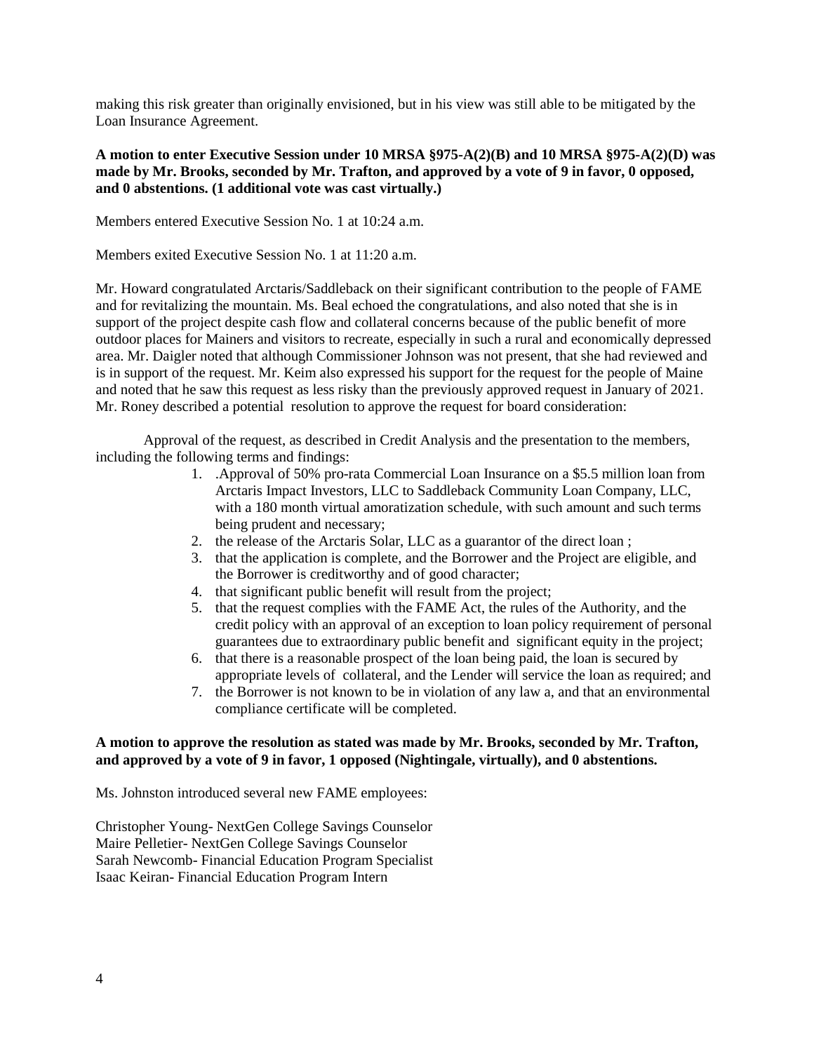making this risk greater than originally envisioned, but in his view was still able to be mitigated by the Loan Insurance Agreement.

**A motion to enter Executive Session under 10 MRSA §975-A(2)(B) and 10 MRSA §975-A(2)(D) was made by Mr. Brooks, seconded by Mr. Trafton, and approved by a vote of 9 in favor, 0 opposed, and 0 abstentions. (1 additional vote was cast virtually.)**

Members entered Executive Session No. 1 at 10:24 a.m.

Members exited Executive Session No. 1 at 11:20 a.m.

Mr. Howard congratulated Arctaris/Saddleback on their significant contribution to the people of FAME and for revitalizing the mountain. Ms. Beal echoed the congratulations, and also noted that she is in support of the project despite cash flow and collateral concerns because of the public benefit of more outdoor places for Mainers and visitors to recreate, especially in such a rural and economically depressed area. Mr. Daigler noted that although Commissioner Johnson was not present, that she had reviewed and is in support of the request. Mr. Keim also expressed his support for the request for the people of Maine and noted that he saw this request as less risky than the previously approved request in January of 2021. Mr. Roney described a potential resolution to approve the request for board consideration:

Approval of the request, as described in Credit Analysis and the presentation to the members, including the following terms and findings:

1. .Approval of 50% pro-rata Commercial Loan Insurance on a $5.5 million loan from Arctaris Impact Investors, LLC to Saddleback Community Loan Company, LLC, with a 180 month virtual amoratization schedule, with such amount and such terms being prudent and necessary;
2. the release of the Arctaris Solar, LLC as a guarantor of the direct loan ;
3. that the application is complete, and the Borrower and the Project are eligible, and the Borrower is creditworthy and of good character;
4. that significant public benefit will result from the project;
5. that the request complies with the FAME Act, the rules of the Authority, and the credit policy with an approval of an exception to loan policy requirement of personal guarantees due to extraordinary public benefit and significant equity in the project;
6. that there is a reasonable prospect of the loan being paid, the loan is secured by appropriate levels of collateral, and the Lender will service the loan as required; and
7. the Borrower is not known to be in violation of any law a, and that an environmental compliance certificate will be completed.

**A motion to approve the resolution as stated was made by Mr. Brooks, seconded by Mr. Trafton, and approved by a vote of 9 in favor, 1 opposed (Nightingale, virtually), and 0 abstentions.**

Ms. Johnston introduced several new FAME employees:

Christopher Young- NextGen College Savings Counselor
Maire Pelletier- NextGen College Savings Counselor
Sarah Newcomb- Financial Education Program Specialist
Isaac Keiran- Financial Education Program Intern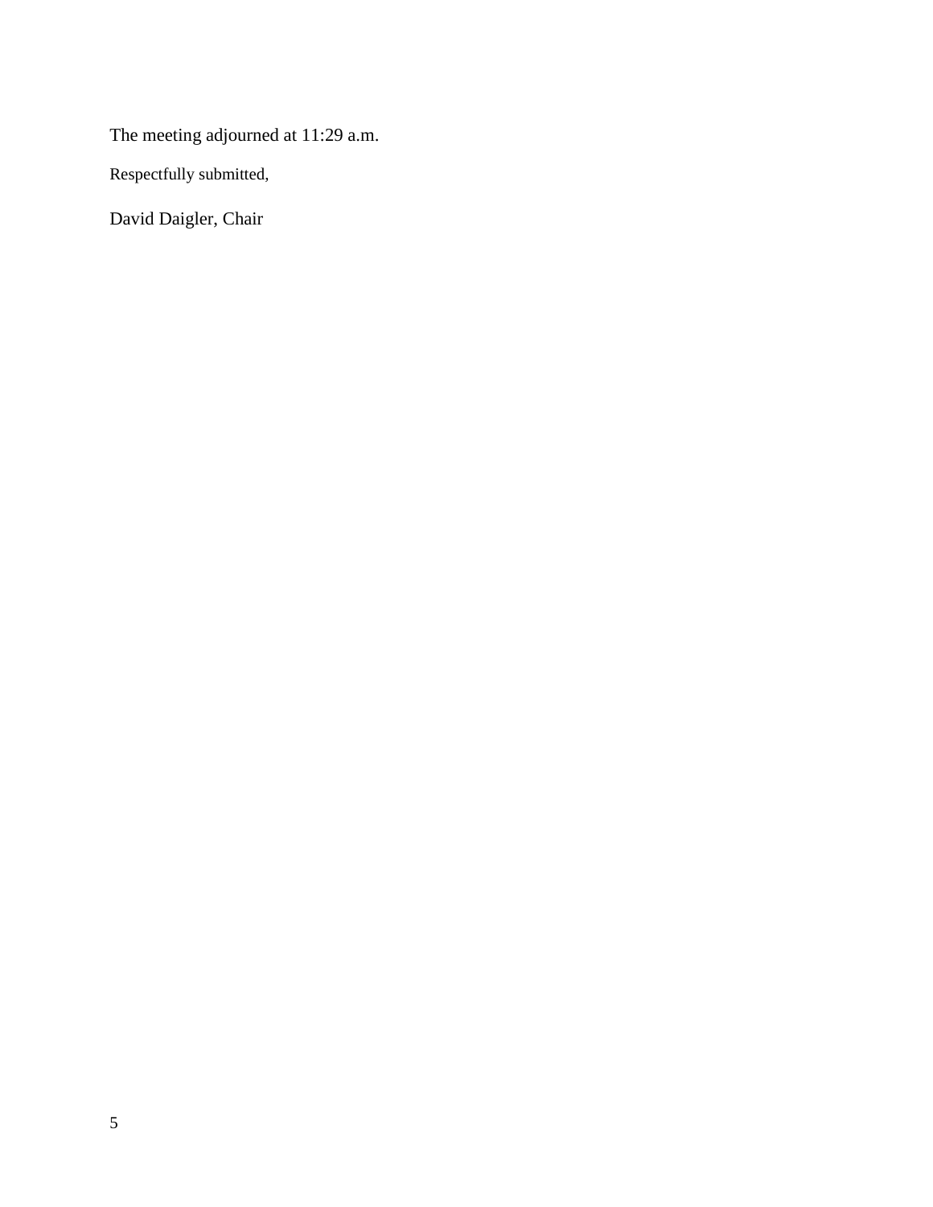The meeting adjourned at 11:29 a.m.

Respectfully submitted,

David Daigler, Chair